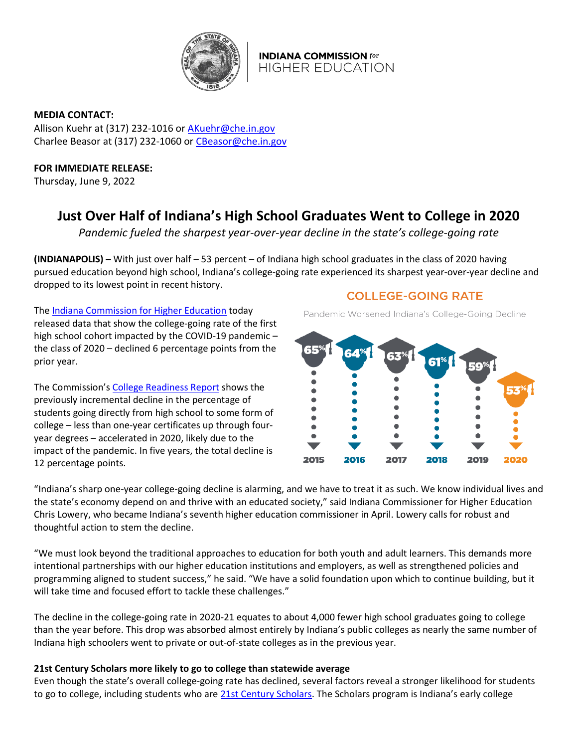INDIANA COMMISSION *for* HIGHER EDUCATION

**MEDIA CONTACT:**
Allison Kuehr at (317) 232-1016 or AKuehr@che.in.gov
Charlee Beasor at (317) 232-1060 or CBeasor@che.in.gov

**FOR IMMEDIATE RELEASE:**
Thursday, June 9, 2022

# Just Over Half of Indiana's High School Graduates Went to College in 2020

*Pandemic fueled the sharpest year-over-year decline in the state's college-going rate*

**(INDIANAPOLIS) –** With just over half – 53 percent – of Indiana high school graduates in the class of 2020 having pursued education beyond high school, Indiana's college-going rate experienced its sharpest year-over-year decline and dropped to its lowest point in recent history.

The Indiana Commission for Higher Education today released data that show the college-going rate of the first high school cohort impacted by the COVID-19 pandemic – the class of 2020 – declined 6 percentage points from the prior year.

The Commission's College Readiness Report shows the previously incremental decline in the percentage of students going directly from high school to some form of college – less than one-year certificates up through four-year degrees – accelerated in 2020, likely due to the impact of the pandemic. In five years, the total decline is 12 percentage points.

**COLLEGE-GOING RATE**

Pandemic Worsened Indiana's College-Going Decline

| 2015 | 2016 | 2017 | 2018 | 2019 | 2020 |
|---|---|---|---|---|---|
| 65% | 64% | 63% | 61% | 59% | 53% |

"Indiana's sharp one-year college-going decline is alarming, and we have to treat it as such. We know individual lives and the state's economy depend on and thrive with an educated society," said Indiana Commissioner for Higher Education Chris Lowery, who became Indiana's seventh higher education commissioner in April. Lowery calls for robust and thoughtful action to stem the decline.

"We must look beyond the traditional approaches to education for both youth and adult learners. This demands more intentional partnerships with our higher education institutions and employers, as well as strengthened policies and programming aligned to student success," he said. "We have a solid foundation upon which to continue building, but it will take time and focused effort to tackle these challenges."

The decline in the college-going rate in 2020-21 equates to about 4,000 fewer high school graduates going to college than the year before. This drop was absorbed almost entirely by Indiana's public colleges as nearly the same number of Indiana high schoolers went to private or out-of-state colleges as in the previous year.

**21st Century Scholars more likely to go to college than statewide average**

Even though the state's overall college-going rate has declined, several factors reveal a stronger likelihood for students to go to college, including students who are 21st Century Scholars. The Scholars program is Indiana's early college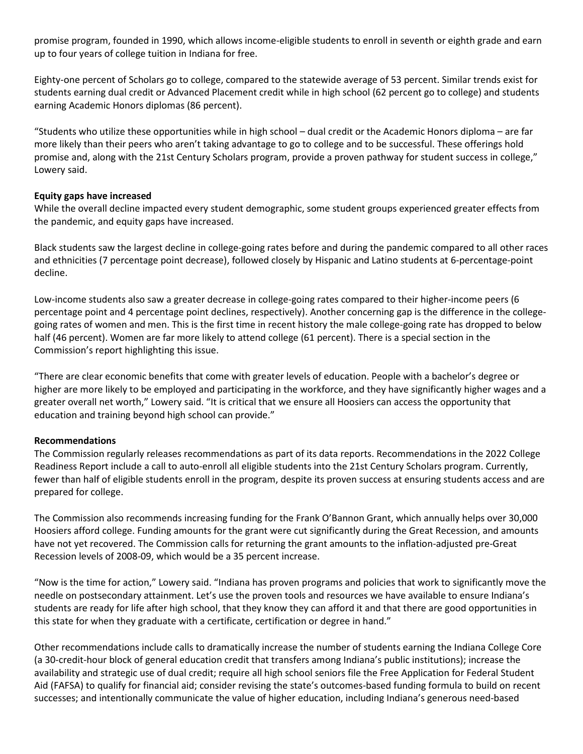promise program, founded in 1990, which allows income-eligible students to enroll in seventh or eighth grade and earn up to four years of college tuition in Indiana for free.

Eighty-one percent of Scholars go to college, compared to the statewide average of 53 percent. Similar trends exist for students earning dual credit or Advanced Placement credit while in high school (62 percent go to college) and students earning Academic Honors diplomas (86 percent).

"Students who utilize these opportunities while in high school – dual credit or the Academic Honors diploma – are far more likely than their peers who aren't taking advantage to go to college and to be successful. These offerings hold promise and, along with the 21st Century Scholars program, provide a proven pathway for student success in college," Lowery said.

**Equity gaps have increased**

While the overall decline impacted every student demographic, some student groups experienced greater effects from the pandemic, and equity gaps have increased.

Black students saw the largest decline in college-going rates before and during the pandemic compared to all other races and ethnicities (7 percentage point decrease), followed closely by Hispanic and Latino students at 6-percentage-point decline.

Low-income students also saw a greater decrease in college-going rates compared to their higher-income peers (6 percentage point and 4 percentage point declines, respectively). Another concerning gap is the difference in the college-going rates of women and men. This is the first time in recent history the male college-going rate has dropped to below half (46 percent). Women are far more likely to attend college (61 percent). There is a special section in the Commission's report highlighting this issue.

"There are clear economic benefits that come with greater levels of education. People with a bachelor's degree or higher are more likely to be employed and participating in the workforce, and they have significantly higher wages and a greater overall net worth," Lowery said. "It is critical that we ensure all Hoosiers can access the opportunity that education and training beyond high school can provide."

**Recommendations**

The Commission regularly releases recommendations as part of its data reports. Recommendations in the 2022 College Readiness Report include a call to auto-enroll all eligible students into the 21st Century Scholars program. Currently, fewer than half of eligible students enroll in the program, despite its proven success at ensuring students access and are prepared for college.

The Commission also recommends increasing funding for the Frank O'Bannon Grant, which annually helps over 30,000 Hoosiers afford college. Funding amounts for the grant were cut significantly during the Great Recession, and amounts have not yet recovered. The Commission calls for returning the grant amounts to the inflation-adjusted pre-Great Recession levels of 2008-09, which would be a 35 percent increase.

"Now is the time for action," Lowery said. "Indiana has proven programs and policies that work to significantly move the needle on postsecondary attainment. Let's use the proven tools and resources we have available to ensure Indiana's students are ready for life after high school, that they know they can afford it and that there are good opportunities in this state for when they graduate with a certificate, certification or degree in hand."

Other recommendations include calls to dramatically increase the number of students earning the Indiana College Core (a 30-credit-hour block of general education credit that transfers among Indiana's public institutions); increase the availability and strategic use of dual credit; require all high school seniors file the Free Application for Federal Student Aid (FAFSA) to qualify for financial aid; consider revising the state's outcomes-based funding formula to build on recent successes; and intentionally communicate the value of higher education, including Indiana's generous need-based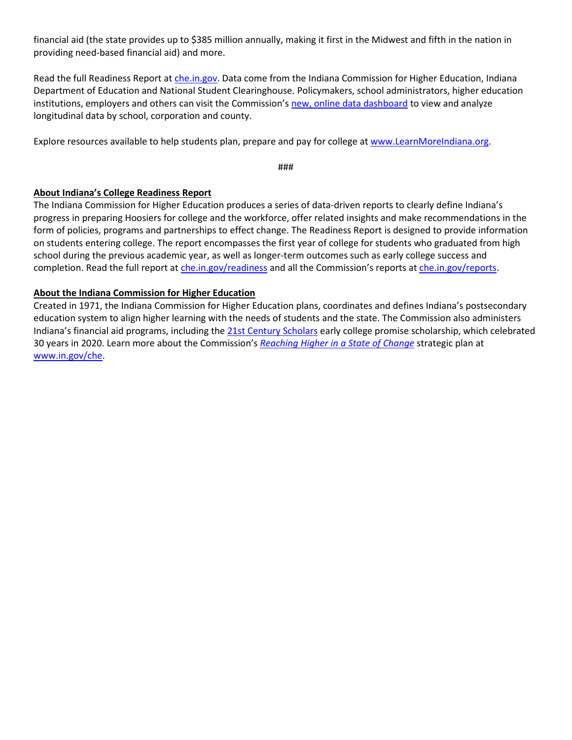financial aid (the state provides up to $385 million annually, making it first in the Midwest and fifth in the nation in providing need-based financial aid) and more.

Read the full Readiness Report at che.in.gov. Data come from the Indiana Commission for Higher Education, Indiana Department of Education and National Student Clearinghouse. Policymakers, school administrators, higher education institutions, employers and others can visit the Commission's new, online data dashboard to view and analyze longitudinal data by school, corporation and county.

Explore resources available to help students plan, prepare and pay for college at www.LearnMoreIndiana.org.

###

**About Indiana's College Readiness Report**

The Indiana Commission for Higher Education produces a series of data-driven reports to clearly define Indiana's progress in preparing Hoosiers for college and the workforce, offer related insights and make recommendations in the form of policies, programs and partnerships to effect change. The Readiness Report is designed to provide information on students entering college. The report encompasses the first year of college for students who graduated from high school during the previous academic year, as well as longer-term outcomes such as early college success and completion. Read the full report at che.in.gov/readiness and all the Commission's reports at che.in.gov/reports.

**About the Indiana Commission for Higher Education**

Created in 1971, the Indiana Commission for Higher Education plans, coordinates and defines Indiana's postsecondary education system to align higher learning with the needs of students and the state. The Commission also administers Indiana's financial aid programs, including the 21st Century Scholars early college promise scholarship, which celebrated 30 years in 2020. Learn more about the Commission's *Reaching Higher in a State of Change* strategic plan at www.in.gov/che.